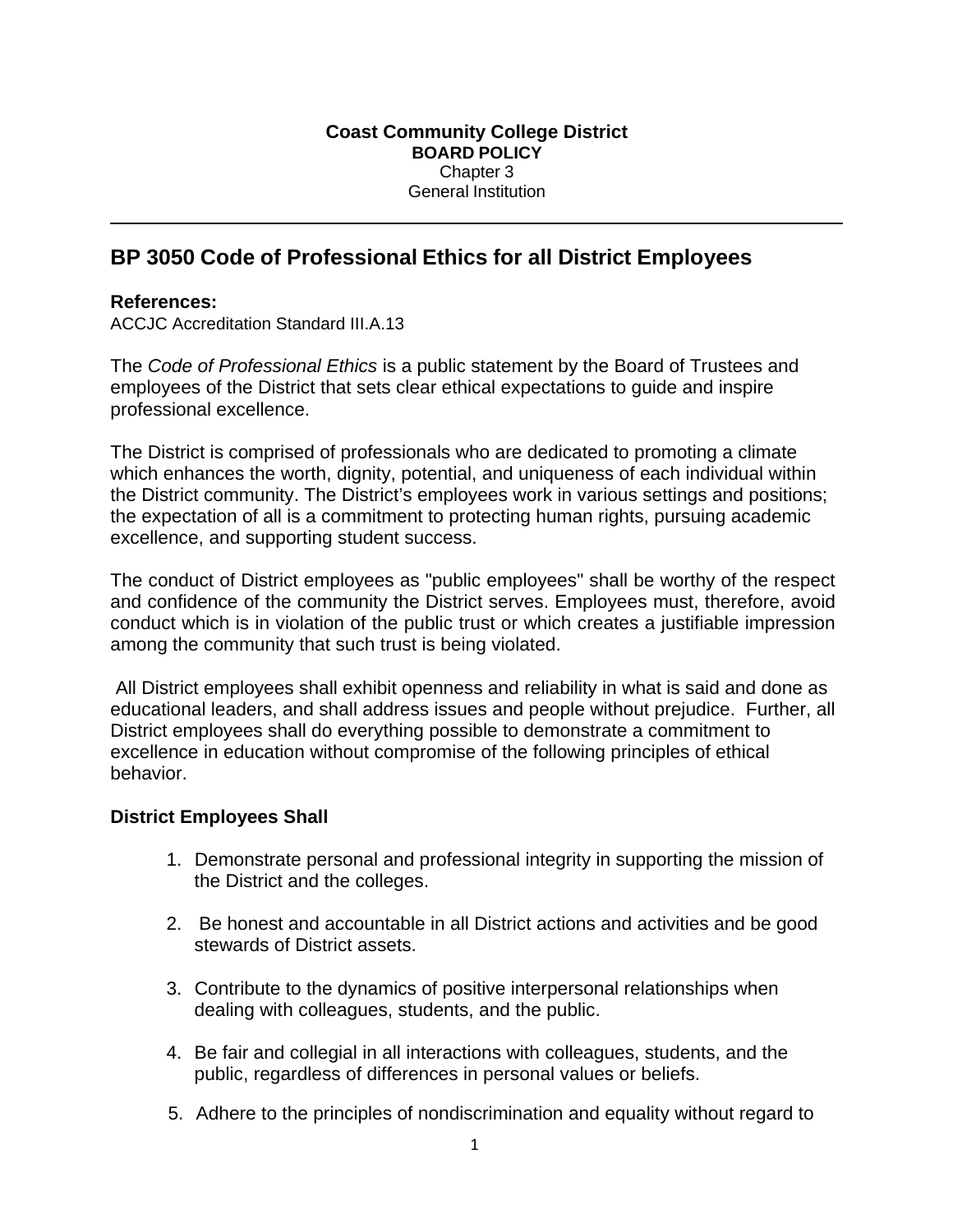**Coast Community College District**
**BOARD POLICY**
Chapter 3
General Institution

# BP 3050 Code of Professional Ethics for all District Employees

**References:**
ACCJC Accreditation Standard III.A.13

The *Code of Professional Ethics* is a public statement by the Board of Trustees and employees of the District that sets clear ethical expectations to guide and inspire professional excellence.

The District is comprised of professionals who are dedicated to promoting a climate which enhances the worth, dignity, potential, and uniqueness of each individual within the District community. The District's employees work in various settings and positions; the expectation of all is a commitment to protecting human rights, pursuing academic excellence, and supporting student success.

The conduct of District employees as "public employees" shall be worthy of the respect and confidence of the community the District serves. Employees must, therefore, avoid conduct which is in violation of the public trust or which creates a justifiable impression among the community that such trust is being violated.

All District employees shall exhibit openness and reliability in what is said and done as educational leaders, and shall address issues and people without prejudice. Further, all District employees shall do everything possible to demonstrate a commitment to excellence in education without compromise of the following principles of ethical behavior.

**District Employees Shall**

1. Demonstrate personal and professional integrity in supporting the mission of the District and the colleges.
2. Be honest and accountable in all District actions and activities and be good stewards of District assets.
3. Contribute to the dynamics of positive interpersonal relationships when dealing with colleagues, students, and the public.
4. Be fair and collegial in all interactions with colleagues, students, and the public, regardless of differences in personal values or beliefs.
5. Adhere to the principles of nondiscrimination and equality without regard to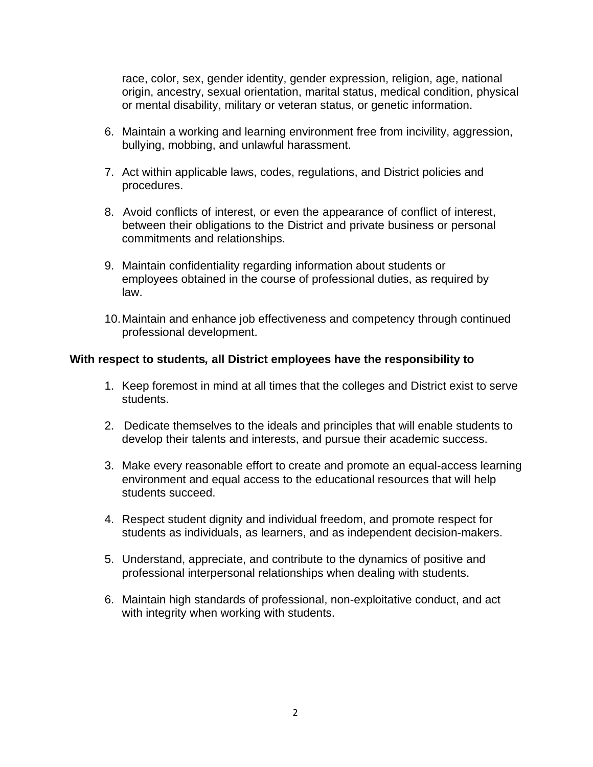race, color, sex, gender identity, gender expression, religion, age, national origin, ancestry, sexual orientation, marital status, medical condition, physical or mental disability, military or veteran status, or genetic information.

6. Maintain a working and learning environment free from incivility, aggression, bullying, mobbing, and unlawful harassment.

7. Act within applicable laws, codes, regulations, and District policies and procedures.

8. Avoid conflicts of interest, or even the appearance of conflict of interest, between their obligations to the District and private business or personal commitments and relationships.

9. Maintain confidentiality regarding information about students or employees obtained in the course of professional duties, as required by law.

10. Maintain and enhance job effectiveness and competency through continued professional development.

**With respect to students, all District employees have the responsibility to**

1. Keep foremost in mind at all times that the colleges and District exist to serve students.

2. Dedicate themselves to the ideals and principles that will enable students to develop their talents and interests, and pursue their academic success.

3. Make every reasonable effort to create and promote an equal-access learning environment and equal access to the educational resources that will help students succeed.

4. Respect student dignity and individual freedom, and promote respect for students as individuals, as learners, and as independent decision-makers.

5. Understand, appreciate, and contribute to the dynamics of positive and professional interpersonal relationships when dealing with students.

6. Maintain high standards of professional, non-exploitative conduct, and act with integrity when working with students.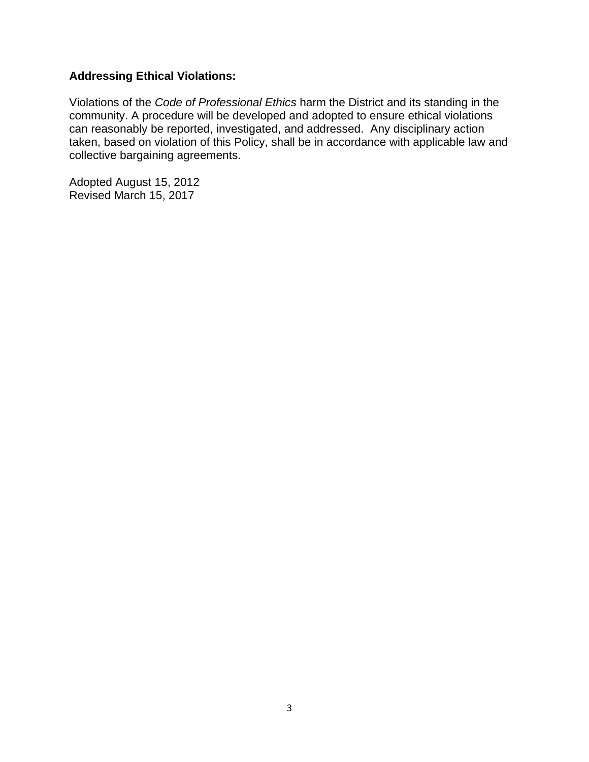**Addressing Ethical Violations:**

Violations of the *Code of Professional Ethics* harm the District and its standing in the community. A procedure will be developed and adopted to ensure ethical violations can reasonably be reported, investigated, and addressed. Any disciplinary action taken, based on violation of this Policy, shall be in accordance with applicable law and collective bargaining agreements.

Adopted August 15, 2012
Revised March 15, 2017